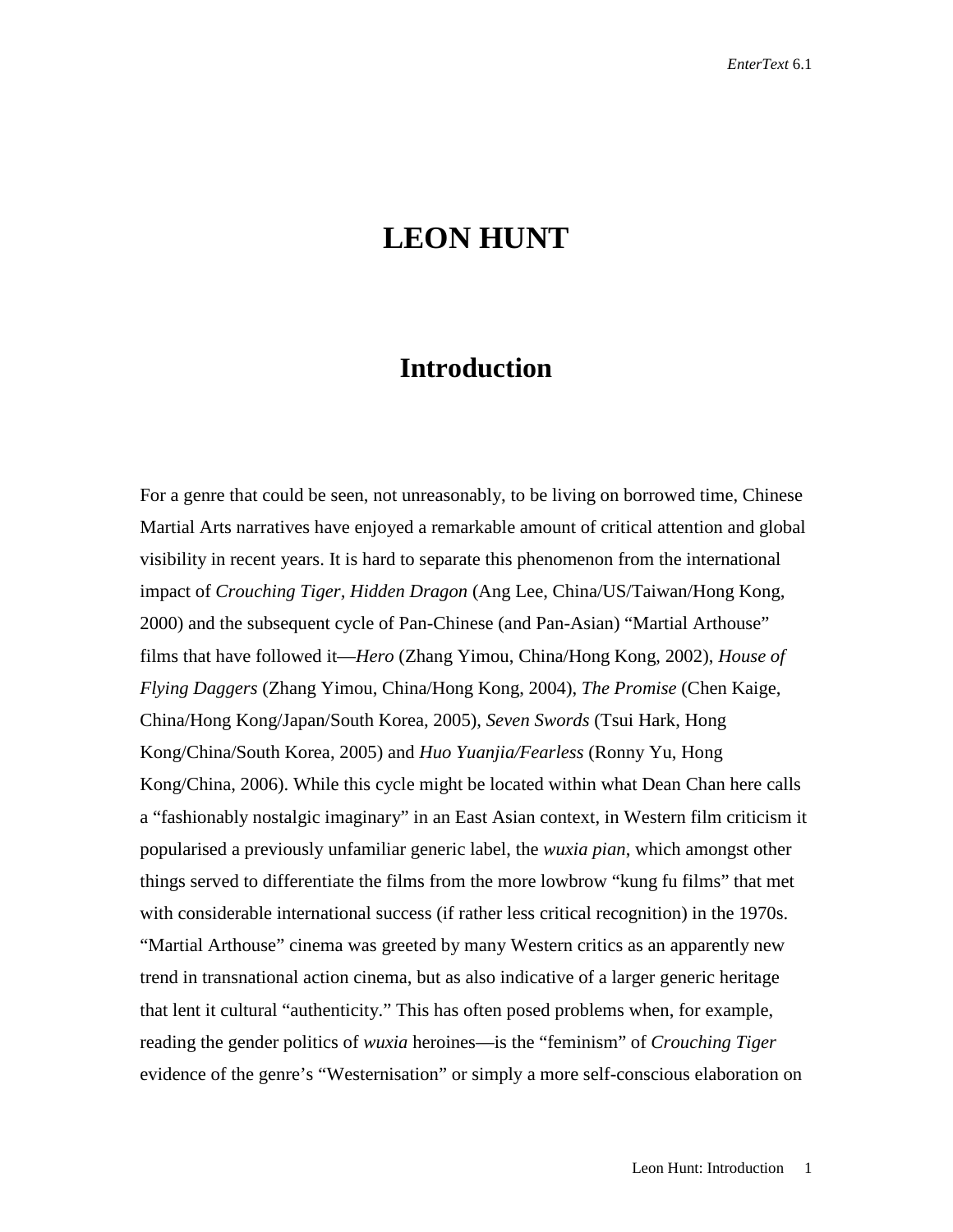# LEON HUNT

## Introduction

For a genre that could be seen, not unreasonably, to be living on borrowed time, Chinese Martial Arts narratives have enjoyed a remarkable amount of critical attention and global visibility in recent years. It is hard to separate this phenomenon from the international impact of *Crouching Tiger, Hidden Dragon* (Ang Lee, China/US/Taiwan/Hong Kong, 2000) and the subsequent cycle of Pan-Chinese (and Pan-Asian) "Martial Arthouse" films that have followed it—*Hero* (Zhang Yimou, China/Hong Kong, 2002), *House of Flying Daggers* (Zhang Yimou, China/Hong Kong, 2004), *The Promise* (Chen Kaige, China/Hong Kong/Japan/South Korea, 2005), *Seven Swords* (Tsui Hark, Hong Kong/China/South Korea, 2005) and *Huo Yuanjia/Fearless* (Ronny Yu, Hong Kong/China, 2006). While this cycle might be located within what Dean Chan here calls a "fashionably nostalgic imaginary" in an East Asian context, in Western film criticism it popularised a previously unfamiliar generic label, the *wuxia pian*, which amongst other things served to differentiate the films from the more lowbrow "kung fu films" that met with considerable international success (if rather less critical recognition) in the 1970s. "Martial Arthouse" cinema was greeted by many Western critics as an apparently new trend in transnational action cinema, but as also indicative of a larger generic heritage that lent it cultural "authenticity." This has often posed problems when, for example, reading the gender politics of *wuxia* heroines—is the "feminism" of *Crouching Tiger* evidence of the genre's "Westernisation" or simply a more self-conscious elaboration on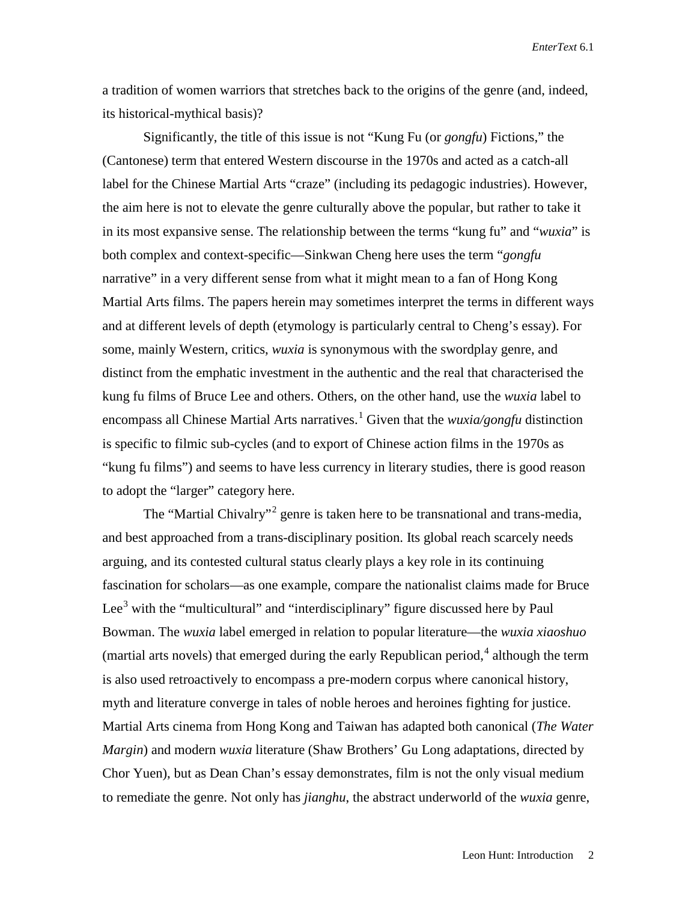a tradition of women warriors that stretches back to the origins of the genre (and, indeed, its historical-mythical basis)?

Significantly, the title of this issue is not "Kung Fu (or *gongfu*) Fictions," the (Cantonese) term that entered Western discourse in the 1970s and acted as a catch-all label for the Chinese Martial Arts "craze" (including its pedagogic industries). However, the aim here is not to elevate the genre culturally above the popular, but rather to take it in its most expansive sense. The relationship between the terms "kung fu" and "*wuxia*" is both complex and context-specific—Sinkwan Cheng here uses the term "*gongfu* narrative" in a very different sense from what it might mean to a fan of Hong Kong Martial Arts films. The papers herein may sometimes interpret the terms in different ways and at different levels of depth (etymology is particularly central to Cheng's essay). For some, mainly Western, critics, *wuxia* is synonymous with the swordplay genre, and distinct from the emphatic investment in the authentic and the real that characterised the kung fu films of Bruce Lee and others. Others, on the other hand, use the *wuxia* label to encompass all Chinese Martial Arts narratives.[1] Given that the *wuxia/gongfu* distinction is specific to filmic sub-cycles (and to export of Chinese action films in the 1970s as "kung fu films") and seems to have less currency in literary studies, there is good reason to adopt the "larger" category here.

The "Martial Chivalry"[2] genre is taken here to be transnational and trans-media, and best approached from a trans-disciplinary position. Its global reach scarcely needs arguing, and its contested cultural status clearly plays a key role in its continuing fascination for scholars—as one example, compare the nationalist claims made for Bruce Lee[3] with the "multicultural" and "interdisciplinary" figure discussed here by Paul Bowman. The *wuxia* label emerged in relation to popular literature—the *wuxia xiaoshuo* (martial arts novels) that emerged during the early Republican period,[4] although the term is also used retroactively to encompass a pre-modern corpus where canonical history, myth and literature converge in tales of noble heroes and heroines fighting for justice. Martial Arts cinema from Hong Kong and Taiwan has adapted both canonical (*The Water Margin*) and modern *wuxia* literature (Shaw Brothers' Gu Long adaptations, directed by Chor Yuen), but as Dean Chan's essay demonstrates, film is not the only visual medium to remediate the genre. Not only has *jianghu*, the abstract underworld of the *wuxia* genre,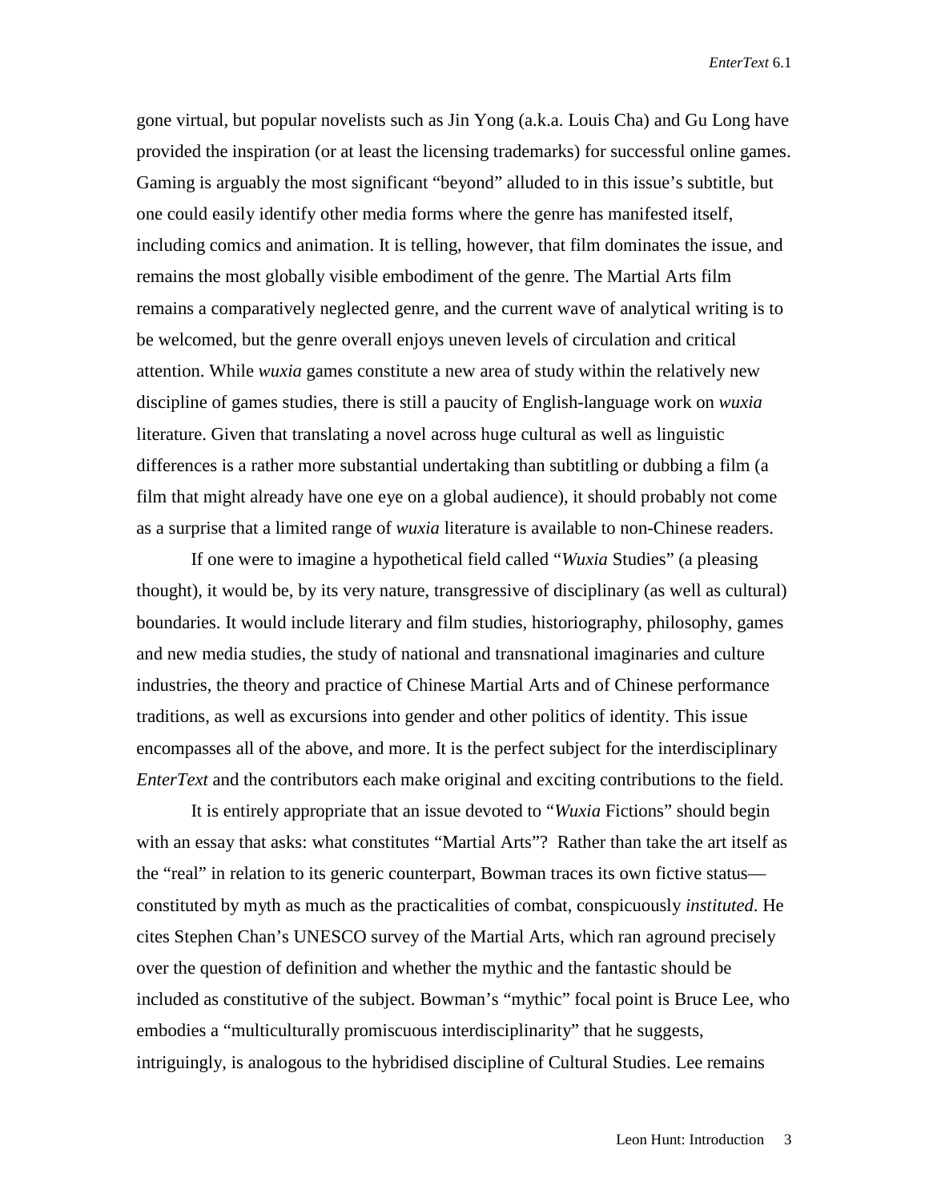gone virtual, but popular novelists such as Jin Yong (a.k.a. Louis Cha) and Gu Long have provided the inspiration (or at least the licensing trademarks) for successful online games. Gaming is arguably the most significant "beyond" alluded to in this issue's subtitle, but one could easily identify other media forms where the genre has manifested itself, including comics and animation. It is telling, however, that film dominates the issue, and remains the most globally visible embodiment of the genre. The Martial Arts film remains a comparatively neglected genre, and the current wave of analytical writing is to be welcomed, but the genre overall enjoys uneven levels of circulation and critical attention. While *wuxia* games constitute a new area of study within the relatively new discipline of games studies, there is still a paucity of English-language work on *wuxia* literature. Given that translating a novel across huge cultural as well as linguistic differences is a rather more substantial undertaking than subtitling or dubbing a film (a film that might already have one eye on a global audience), it should probably not come as a surprise that a limited range of *wuxia* literature is available to non-Chinese readers.

If one were to imagine a hypothetical field called "*Wuxia* Studies" (a pleasing thought), it would be, by its very nature, transgressive of disciplinary (as well as cultural) boundaries. It would include literary and film studies, historiography, philosophy, games and new media studies, the study of national and transnational imaginaries and culture industries, the theory and practice of Chinese Martial Arts and of Chinese performance traditions, as well as excursions into gender and other politics of identity. This issue encompasses all of the above, and more. It is the perfect subject for the interdisciplinary *EnterText* and the contributors each make original and exciting contributions to the field.

It is entirely appropriate that an issue devoted to "*Wuxia* Fictions" should begin with an essay that asks: what constitutes "Martial Arts"? Rather than take the art itself as the "real" in relation to its generic counterpart, Bowman traces its own fictive status—constituted by myth as much as the practicalities of combat, conspicuously *instituted*. He cites Stephen Chan's UNESCO survey of the Martial Arts, which ran aground precisely over the question of definition and whether the mythic and the fantastic should be included as constitutive of the subject. Bowman's "mythic" focal point is Bruce Lee, who embodies a "multiculturally promiscuous interdisciplinarity" that he suggests, intriguingly, is analogous to the hybridised discipline of Cultural Studies. Lee remains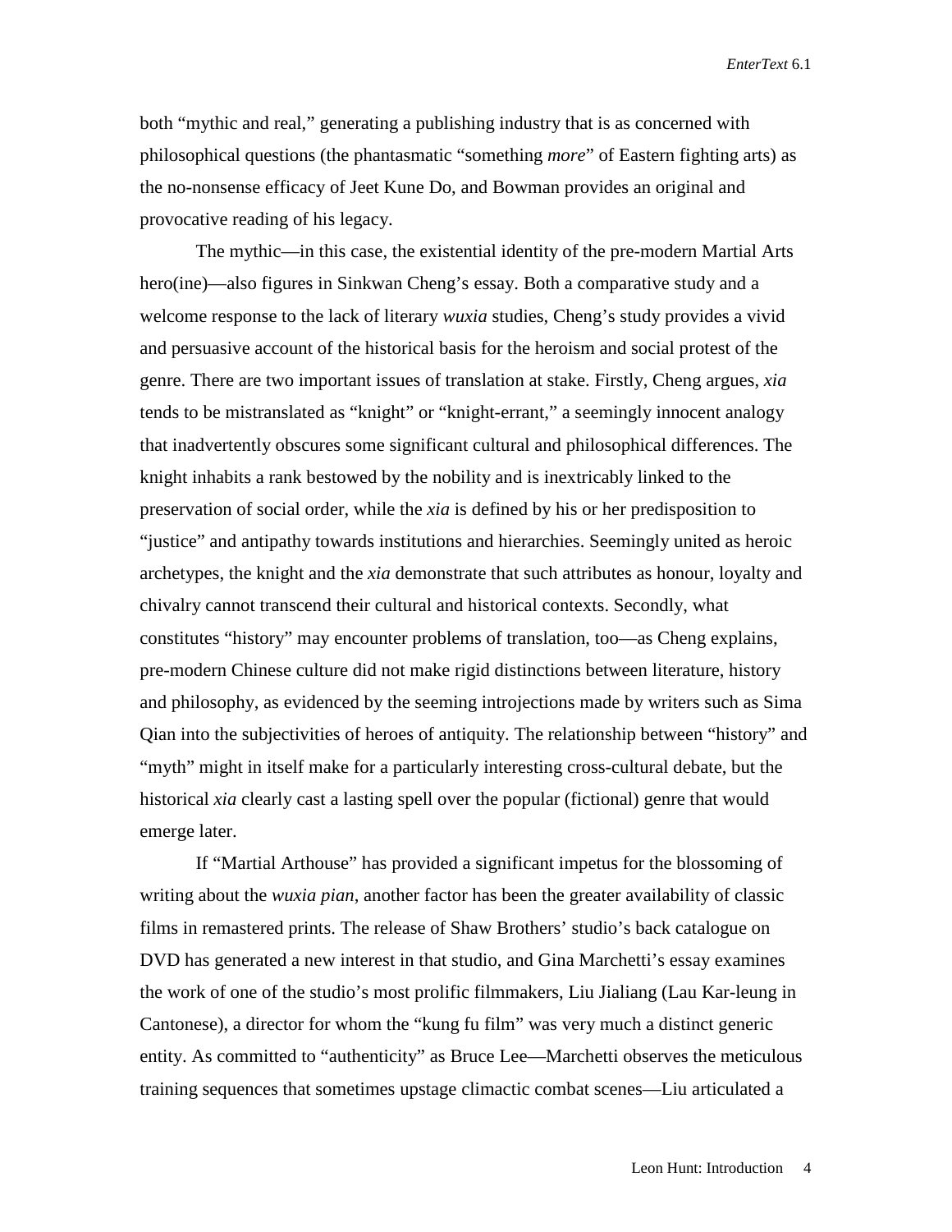both "mythic and real," generating a publishing industry that is as concerned with philosophical questions (the phantasmatic "something *more*" of Eastern fighting arts) as the no-nonsense efficacy of Jeet Kune Do, and Bowman provides an original and provocative reading of his legacy.

The mythic—in this case, the existential identity of the pre-modern Martial Arts hero(ine)—also figures in Sinkwan Cheng's essay. Both a comparative study and a welcome response to the lack of literary *wuxia* studies, Cheng's study provides a vivid and persuasive account of the historical basis for the heroism and social protest of the genre. There are two important issues of translation at stake. Firstly, Cheng argues, *xia* tends to be mistranslated as "knight" or "knight-errant," a seemingly innocent analogy that inadvertently obscures some significant cultural and philosophical differences. The knight inhabits a rank bestowed by the nobility and is inextricably linked to the preservation of social order, while the *xia* is defined by his or her predisposition to "justice" and antipathy towards institutions and hierarchies. Seemingly united as heroic archetypes, the knight and the *xia* demonstrate that such attributes as honour, loyalty and chivalry cannot transcend their cultural and historical contexts. Secondly, what constitutes "history" may encounter problems of translation, too—as Cheng explains, pre-modern Chinese culture did not make rigid distinctions between literature, history and philosophy, as evidenced by the seeming introjections made by writers such as Sima Qian into the subjectivities of heroes of antiquity. The relationship between "history" and "myth" might in itself make for a particularly interesting cross-cultural debate, but the historical *xia* clearly cast a lasting spell over the popular (fictional) genre that would emerge later.

If "Martial Arthouse" has provided a significant impetus for the blossoming of writing about the *wuxia pian*, another factor has been the greater availability of classic films in remastered prints. The release of Shaw Brothers' studio's back catalogue on DVD has generated a new interest in that studio, and Gina Marchetti's essay examines the work of one of the studio's most prolific filmmakers, Liu Jialiang (Lau Kar-leung in Cantonese), a director for whom the "kung fu film" was very much a distinct generic entity. As committed to "authenticity" as Bruce Lee—Marchetti observes the meticulous training sequences that sometimes upstage climactic combat scenes—Liu articulated a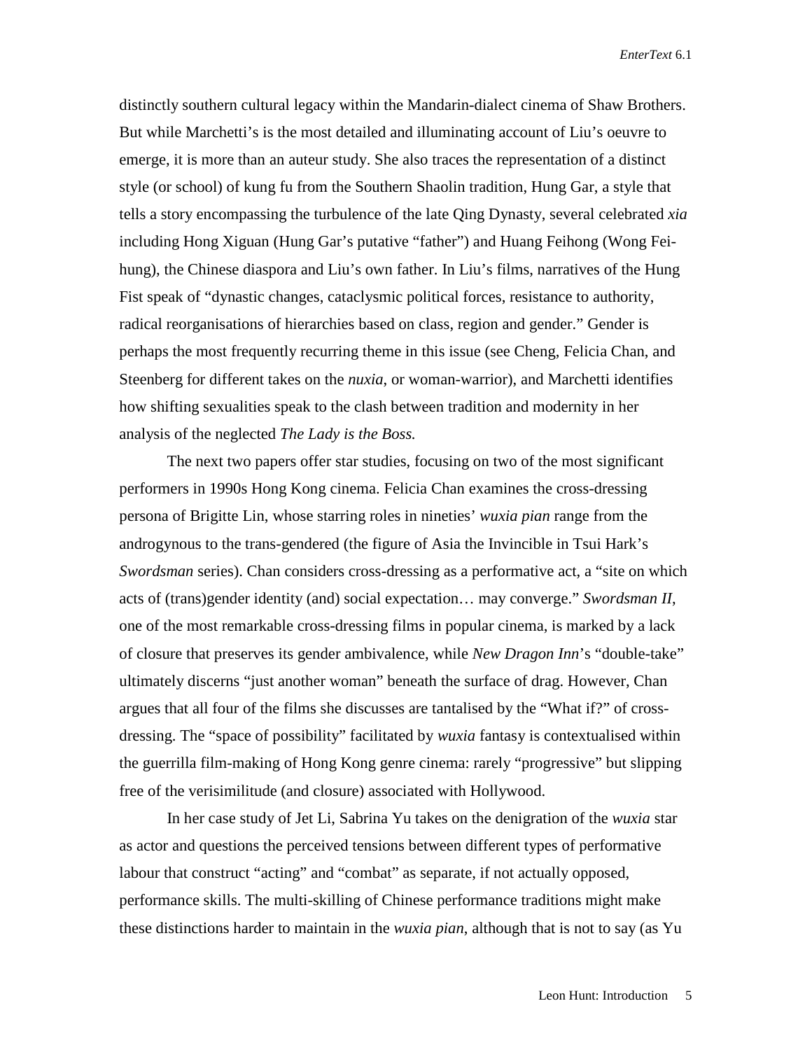distinctly southern cultural legacy within the Mandarin-dialect cinema of Shaw Brothers. But while Marchetti's is the most detailed and illuminating account of Liu's oeuvre to emerge, it is more than an auteur study. She also traces the representation of a distinct style (or school) of kung fu from the Southern Shaolin tradition, Hung Gar, a style that tells a story encompassing the turbulence of the late Qing Dynasty, several celebrated *xia* including Hong Xiguan (Hung Gar's putative "father") and Huang Feihong (Wong Fei-hung), the Chinese diaspora and Liu's own father. In Liu's films, narratives of the Hung Fist speak of "dynastic changes, cataclysmic political forces, resistance to authority, radical reorganisations of hierarchies based on class, region and gender." Gender is perhaps the most frequently recurring theme in this issue (see Cheng, Felicia Chan, and Steenberg for different takes on the *nuxia*, or woman-warrior), and Marchetti identifies how shifting sexualities speak to the clash between tradition and modernity in her analysis of the neglected *The Lady is the Boss.*

The next two papers offer star studies, focusing on two of the most significant performers in 1990s Hong Kong cinema. Felicia Chan examines the cross-dressing persona of Brigitte Lin, whose starring roles in nineties' *wuxia pian* range from the androgynous to the trans-gendered (the figure of Asia the Invincible in Tsui Hark's *Swordsman* series). Chan considers cross-dressing as a performative act, a "site on which acts of (trans)gender identity (and) social expectation… may converge." *Swordsman II*, one of the most remarkable cross-dressing films in popular cinema, is marked by a lack of closure that preserves its gender ambivalence, while *New Dragon Inn*'s "double-take" ultimately discerns "just another woman" beneath the surface of drag. However, Chan argues that all four of the films she discusses are tantalised by the "What if?" of cross-dressing. The "space of possibility" facilitated by *wuxia* fantasy is contextualised within the guerrilla film-making of Hong Kong genre cinema: rarely "progressive" but slipping free of the verisimilitude (and closure) associated with Hollywood.

In her case study of Jet Li, Sabrina Yu takes on the denigration of the *wuxia* star as actor and questions the perceived tensions between different types of performative labour that construct "acting" and "combat" as separate, if not actually opposed, performance skills. The multi-skilling of Chinese performance traditions might make these distinctions harder to maintain in the *wuxia pian*, although that is not to say (as Yu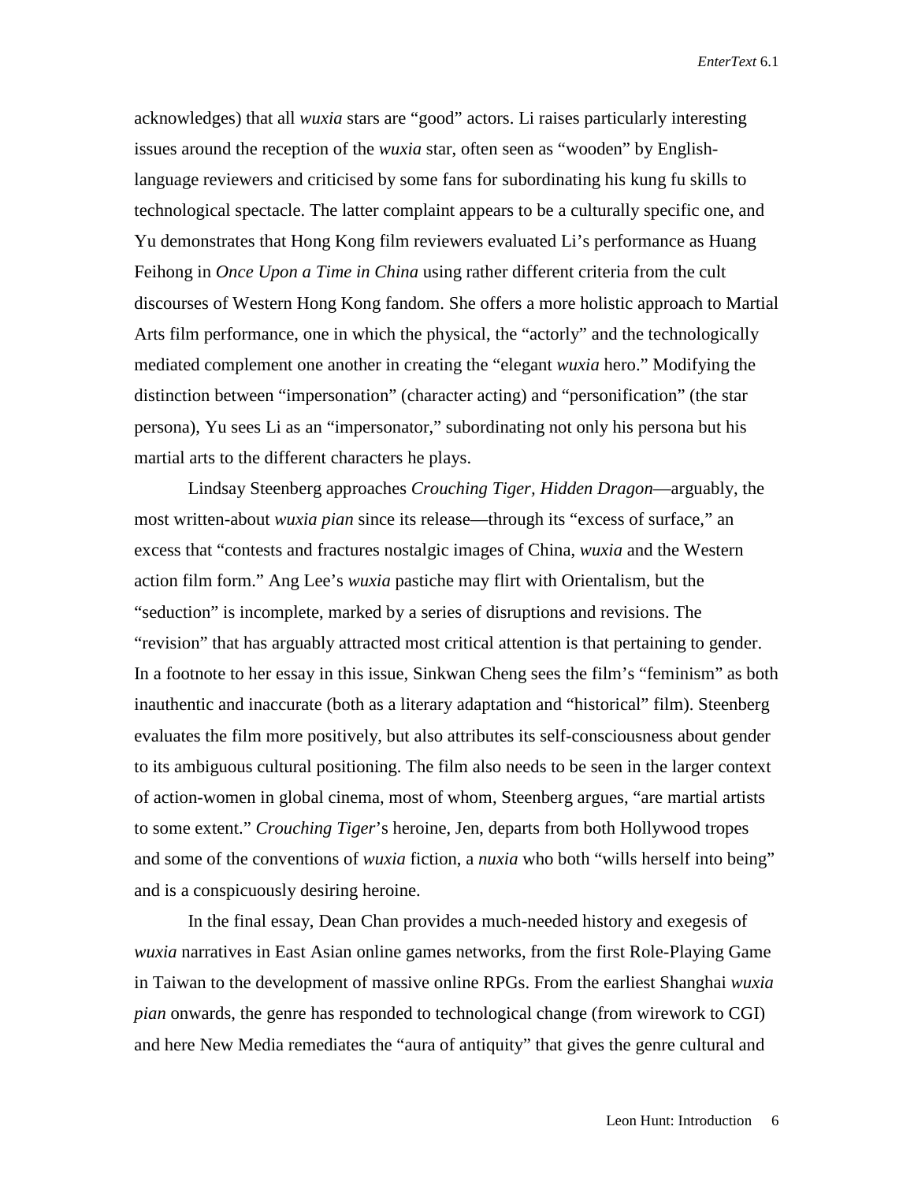acknowledges) that all *wuxia* stars are "good" actors. Li raises particularly interesting issues around the reception of the *wuxia* star, often seen as "wooden" by English-language reviewers and criticised by some fans for subordinating his kung fu skills to technological spectacle. The latter complaint appears to be a culturally specific one, and Yu demonstrates that Hong Kong film reviewers evaluated Li's performance as Huang Feihong in *Once Upon a Time in China* using rather different criteria from the cult discourses of Western Hong Kong fandom. She offers a more holistic approach to Martial Arts film performance, one in which the physical, the "actorly" and the technologically mediated complement one another in creating the "elegant *wuxia* hero." Modifying the distinction between "impersonation" (character acting) and "personification" (the star persona), Yu sees Li as an "impersonator," subordinating not only his persona but his martial arts to the different characters he plays.

Lindsay Steenberg approaches *Crouching Tiger, Hidden Dragon*—arguably, the most written-about *wuxia pian* since its release—through its "excess of surface," an excess that "contests and fractures nostalgic images of China, *wuxia* and the Western action film form." Ang Lee's *wuxia* pastiche may flirt with Orientalism, but the "seduction" is incomplete, marked by a series of disruptions and revisions. The "revision" that has arguably attracted most critical attention is that pertaining to gender. In a footnote to her essay in this issue, Sinkwan Cheng sees the film's "feminism" as both inauthentic and inaccurate (both as a literary adaptation and "historical" film). Steenberg evaluates the film more positively, but also attributes its self-consciousness about gender to its ambiguous cultural positioning. The film also needs to be seen in the larger context of action-women in global cinema, most of whom, Steenberg argues, "are martial artists to some extent." *Crouching Tiger*'s heroine, Jen, departs from both Hollywood tropes and some of the conventions of *wuxia* fiction, a *nuxia* who both "wills herself into being" and is a conspicuously desiring heroine.

In the final essay, Dean Chan provides a much-needed history and exegesis of *wuxia* narratives in East Asian online games networks, from the first Role-Playing Game in Taiwan to the development of massive online RPGs. From the earliest Shanghai *wuxia pian* onwards, the genre has responded to technological change (from wirework to CGI) and here New Media remediates the "aura of antiquity" that gives the genre cultural and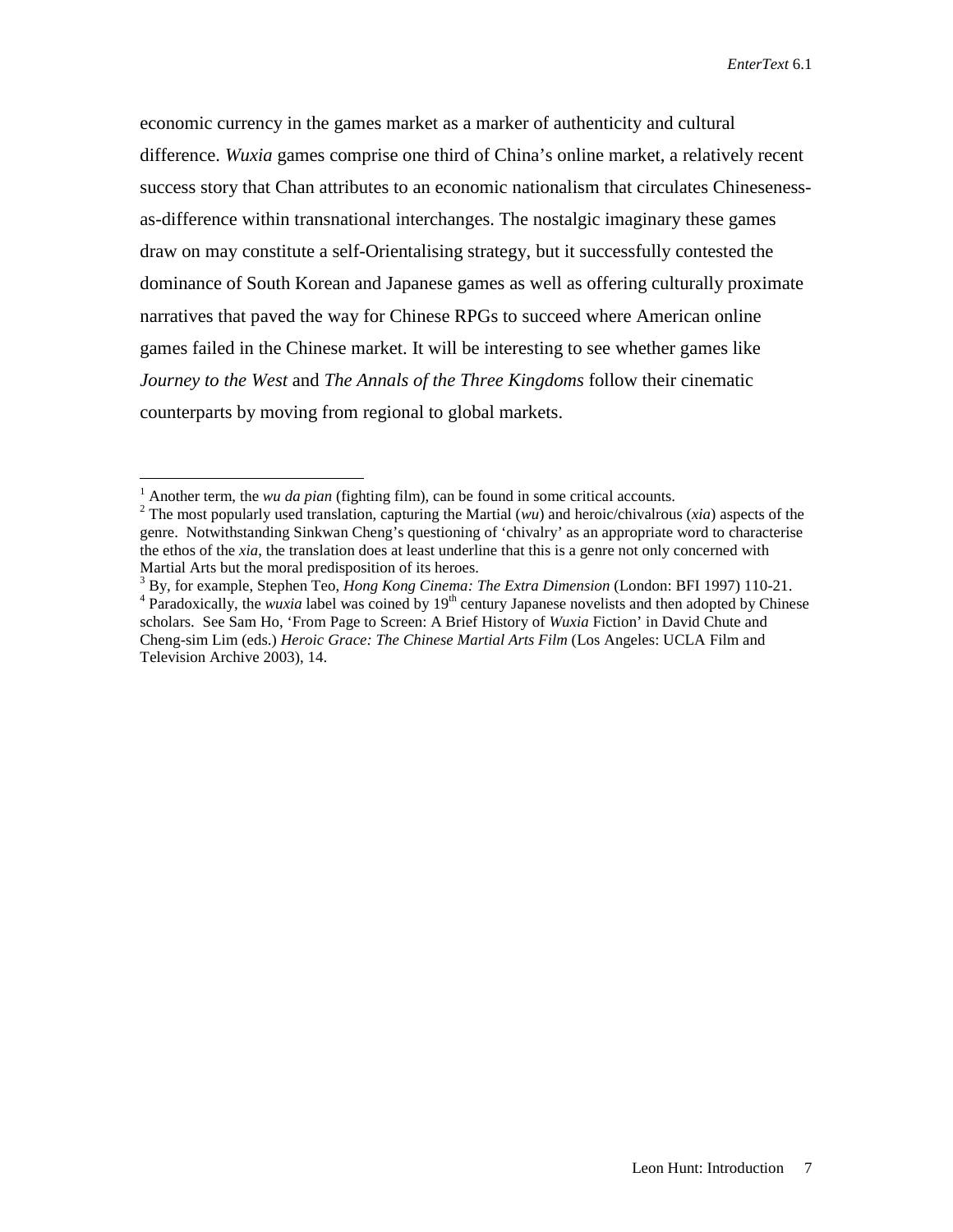economic currency in the games market as a marker of authenticity and cultural difference. *Wuxia* games comprise one third of China's online market, a relatively recent success story that Chan attributes to an economic nationalism that circulates Chineseness-as-difference within transnational interchanges. The nostalgic imaginary these games draw on may constitute a self-Orientalising strategy, but it successfully contested the dominance of South Korean and Japanese games as well as offering culturally proximate narratives that paved the way for Chinese RPGs to succeed where American online games failed in the Chinese market. It will be interesting to see whether games like *Journey to the West* and *The Annals of the Three Kingdoms* follow their cinematic counterparts by moving from regional to global markets.

---

[1] Another term, the *wu da pian* (fighting film), can be found in some critical accounts.

[2] The most popularly used translation, capturing the Martial (*wu*) and heroic/chivalrous (*xia*) aspects of the genre. Notwithstanding Sinkwan Cheng's questioning of 'chivalry' as an appropriate word to characterise the ethos of the *xia*, the translation does at least underline that this is a genre not only concerned with Martial Arts but the moral predisposition of its heroes.

[3] By, for example, Stephen Teo, *Hong Kong Cinema: The Extra Dimension* (London: BFI 1997) 110-21.

[4] Paradoxically, the *wuxia* label was coined by 19th century Japanese novelists and then adopted by Chinese scholars. See Sam Ho, 'From Page to Screen: A Brief History of *Wuxia* Fiction' in David Chute and Cheng-sim Lim (eds.) *Heroic Grace: The Chinese Martial Arts Film* (Los Angeles: UCLA Film and Television Archive 2003), 14.